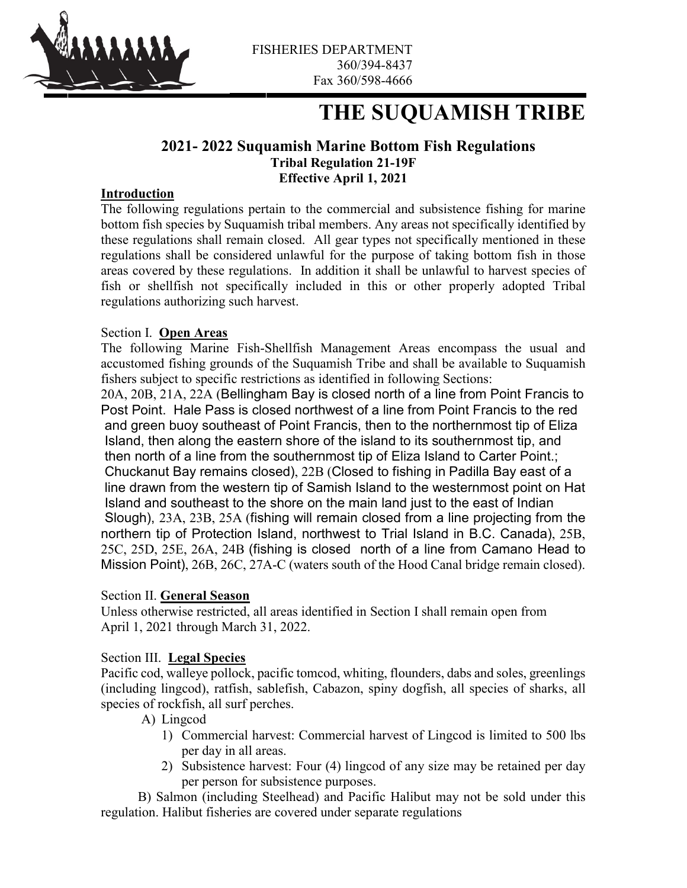FISHERIES DEPARTMENT
360/394-8437
Fax 360/598-4666

# THE SUQUAMISH TRIBE

## 2021- 2022 Suquamish Marine Bottom Fish Regulations
**Tribal Regulation 21-19F**
**Effective April 1, 2021**

**Introduction**

The following regulations pertain to the commercial and subsistence fishing for marine bottom fish species by Suquamish tribal members. Any areas not specifically identified by these regulations shall remain closed. All gear types not specifically mentioned in these regulations shall be considered unlawful for the purpose of taking bottom fish in those areas covered by these regulations. In addition it shall be unlawful to harvest species of fish or shellfish not specifically included in this or other properly adopted Tribal regulations authorizing such harvest.

Section I. **Open Areas**

The following Marine Fish-Shellfish Management Areas encompass the usual and accustomed fishing grounds of the Suquamish Tribe and shall be available to Suquamish fishers subject to specific restrictions as identified in following Sections:

20A, 20B, 21A, 22A (Bellingham Bay is closed north of a line from Point Francis to Post Point. Hale Pass is closed northwest of a line from Point Francis to the red and green buoy southeast of Point Francis, then to the northernmost tip of Eliza Island, then along the eastern shore of the island to its southernmost tip, and then north of a line from the southernmost tip of Eliza Island to Carter Point.; Chuckanut Bay remains closed), 22B (Closed to fishing in Padilla Bay east of a line drawn from the western tip of Samish Island to the westernmost point on Hat Island and southeast to the shore on the main land just to the east of Indian Slough), 23A, 23B, 25A (fishing will remain closed from a line projecting from the northern tip of Protection Island, northwest to Trial Island in B.C. Canada), 25B, 25C, 25D, 25E, 26A, 24B (fishing is closed north of a line from Camano Head to Mission Point), 26B, 26C, 27A-C (waters south of the Hood Canal bridge remain closed).

Section II. **General Season**

Unless otherwise restricted, all areas identified in Section I shall remain open from April 1, 2021 through March 31, 2022.

Section III. **Legal Species**

Pacific cod, walleye pollock, pacific tomcod, whiting, flounders, dabs and soles, greenlings (including lingcod), ratfish, sablefish, Cabazon, spiny dogfish, all species of sharks, all species of rockfish, all surf perches.

A) Lingcod
   1) Commercial harvest: Commercial harvest of Lingcod is limited to 500 lbs per day in all areas.
   2) Subsistence harvest: Four (4) lingcod of any size may be retained per day per person for subsistence purposes.

B) Salmon (including Steelhead) and Pacific Halibut may not be sold under this regulation. Halibut fisheries are covered under separate regulations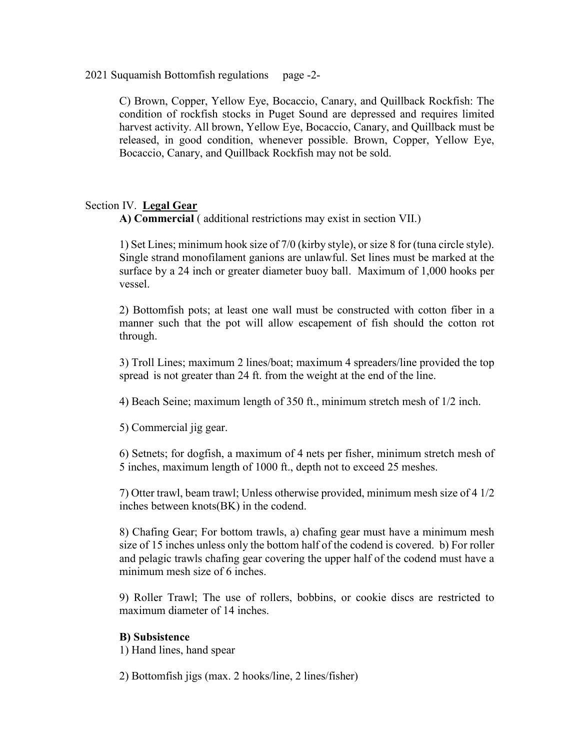C) Brown, Copper, Yellow Eye, Bocaccio, Canary, and Quillback Rockfish: The condition of rockfish stocks in Puget Sound are depressed and requires limited harvest activity. All brown, Yellow Eye, Bocaccio, Canary, and Quillback must be released, in good condition, whenever possible. Brown, Copper, Yellow Eye, Bocaccio, Canary, and Quillback Rockfish may not be sold.

## Section IV. **Legal Gear**

**A) Commercial** ( additional restrictions may exist in section VII.)

1) Set Lines; minimum hook size of 7/0 (kirby style), or size 8 for (tuna circle style). Single strand monofilament ganions are unlawful. Set lines must be marked at the surface by a 24 inch or greater diameter buoy ball. Maximum of 1,000 hooks per vessel.

2) Bottomfish pots; at least one wall must be constructed with cotton fiber in a manner such that the pot will allow escapement of fish should the cotton rot through.

3) Troll Lines; maximum 2 lines/boat; maximum 4 spreaders/line provided the top spread is not greater than 24 ft. from the weight at the end of the line.

4) Beach Seine; maximum length of 350 ft., minimum stretch mesh of 1/2 inch.

5) Commercial jig gear.

6) Setnets; for dogfish, a maximum of 4 nets per fisher, minimum stretch mesh of 5 inches, maximum length of 1000 ft., depth not to exceed 25 meshes.

7) Otter trawl, beam trawl; Unless otherwise provided, minimum mesh size of 4 1/2 inches between knots(BK) in the codend.

8) Chafing Gear; For bottom trawls, a) chafing gear must have a minimum mesh size of 15 inches unless only the bottom half of the codend is covered. b) For roller and pelagic trawls chafing gear covering the upper half of the codend must have a minimum mesh size of 6 inches.

9) Roller Trawl; The use of rollers, bobbins, or cookie discs are restricted to maximum diameter of 14 inches.

**B) Subsistence**

1) Hand lines, hand spear

2) Bottomfish jigs (max. 2 hooks/line, 2 lines/fisher)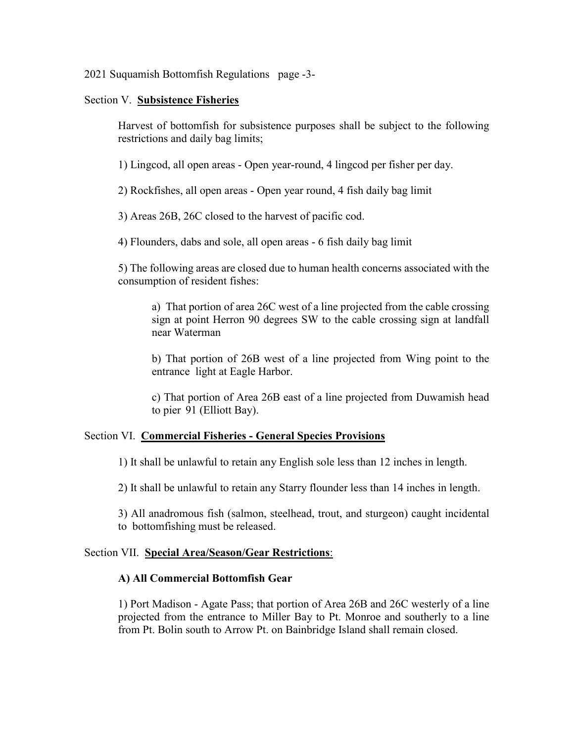## Section V. **Subsistence Fisheries**

Harvest of bottomfish for subsistence purposes shall be subject to the following restrictions and daily bag limits;

1) Lingcod, all open areas - Open year-round, 4 lingcod per fisher per day.

2) Rockfishes, all open areas - Open year round, 4 fish daily bag limit

3) Areas 26B, 26C closed to the harvest of pacific cod.

4) Flounders, dabs and sole, all open areas - 6 fish daily bag limit

5) The following areas are closed due to human health concerns associated with the consumption of resident fishes:

a) That portion of area 26C west of a line projected from the cable crossing sign at point Herron 90 degrees SW to the cable crossing sign at landfall near Waterman

b) That portion of 26B west of a line projected from Wing point to the entrance light at Eagle Harbor.

c) That portion of Area 26B east of a line projected from Duwamish head to pier 91 (Elliott Bay).

## Section VI. **Commercial Fisheries - General Species Provisions**

1) It shall be unlawful to retain any English sole less than 12 inches in length.

2) It shall be unlawful to retain any Starry flounder less than 14 inches in length.

3) All anadromous fish (salmon, steelhead, trout, and sturgeon) caught incidental to bottomfishing must be released.

## Section VII. **Special Area/Season/Gear Restrictions**:

### A) All Commercial Bottomfish Gear

1) Port Madison - Agate Pass; that portion of Area 26B and 26C westerly of a line projected from the entrance to Miller Bay to Pt. Monroe and southerly to a line from Pt. Bolin south to Arrow Pt. on Bainbridge Island shall remain closed.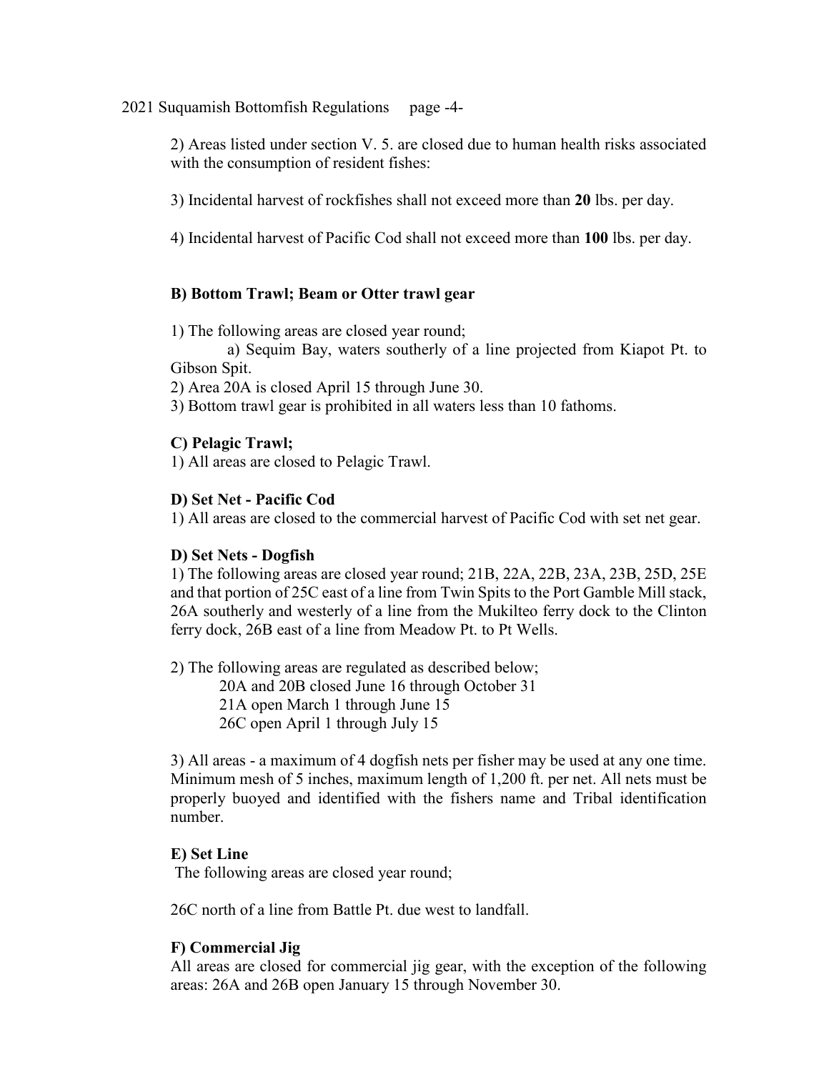2) Areas listed under section V. 5. are closed due to human health risks associated with the consumption of resident fishes:

3) Incidental harvest of rockfishes shall not exceed more than **20** lbs. per day.

4) Incidental harvest of Pacific Cod shall not exceed more than **100** lbs. per day.

**B) Bottom Trawl; Beam or Otter trawl gear**

1) The following areas are closed year round;

a) Sequim Bay, waters southerly of a line projected from Kiapot Pt. to Gibson Spit.

2) Area 20A is closed April 15 through June 30.

3) Bottom trawl gear is prohibited in all waters less than 10 fathoms.

**C) Pelagic Trawl;**

1) All areas are closed to Pelagic Trawl.

**D) Set Net - Pacific Cod**

1) All areas are closed to the commercial harvest of Pacific Cod with set net gear.

**D) Set Nets - Dogfish**

1) The following areas are closed year round; 21B, 22A, 22B, 23A, 23B, 25D, 25E and that portion of 25C east of a line from Twin Spits to the Port Gamble Mill stack, 26A southerly and westerly of a line from the Mukilteo ferry dock to the Clinton ferry dock, 26B east of a line from Meadow Pt. to Pt Wells.

2) The following areas are regulated as described below;

20A and 20B closed June 16 through October 31
21A open March 1 through June 15
26C open April 1 through July 15

3) All areas - a maximum of 4 dogfish nets per fisher may be used at any one time. Minimum mesh of 5 inches, maximum length of 1,200 ft. per net. All nets must be properly buoyed and identified with the fishers name and Tribal identification number.

**E) Set Line**

The following areas are closed year round;

26C north of a line from Battle Pt. due west to landfall.

**F) Commercial Jig**

All areas are closed for commercial jig gear, with the exception of the following areas: 26A and 26B open January 15 through November 30.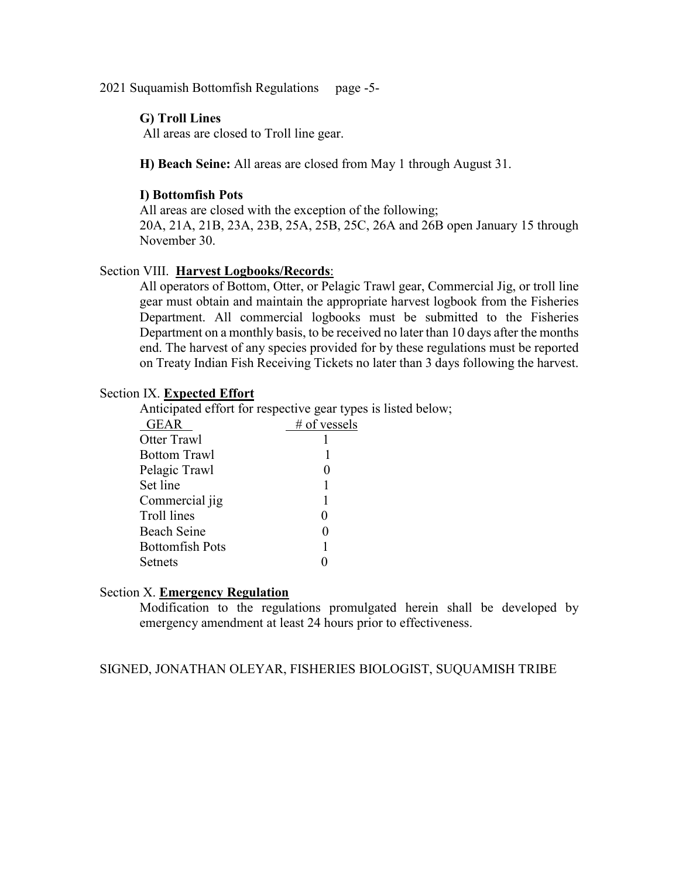**G) Troll Lines**
All areas are closed to Troll line gear.

**H) Beach Seine:** All areas are closed from May 1 through August 31.

**I) Bottomfish Pots**
All areas are closed with the exception of the following;
20A, 21A, 21B, 23A, 23B, 25A, 25B, 25C, 26A and 26B open January 15 through November 30.

Section VIII. **Harvest Logbooks/Records**:

All operators of Bottom, Otter, or Pelagic Trawl gear, Commercial Jig, or troll line gear must obtain and maintain the appropriate harvest logbook from the Fisheries Department. All commercial logbooks must be submitted to the Fisheries Department on a monthly basis, to be received no later than 10 days after the months end. The harvest of any species provided for by these regulations must be reported on Treaty Indian Fish Receiving Tickets no later than 3 days following the harvest.

Section IX. **Expected Effort**

Anticipated effort for respective gear types is listed below;

| GEAR | # of vessels |
|---|---|
| Otter Trawl | 1 |
| Bottom Trawl | 1 |
| Pelagic Trawl | 0 |
| Set line | 1 |
| Commercial jig | 1 |
| Troll lines | 0 |
| Beach Seine | 0 |
| Bottomfish Pots | 1 |
| Setnets | 0 |

Section X. **Emergency Regulation**

Modification to the regulations promulgated herein shall be developed by emergency amendment at least 24 hours prior to effectiveness.

SIGNED, JONATHAN OLEYAR, FISHERIES BIOLOGIST, SUQUAMISH TRIBE